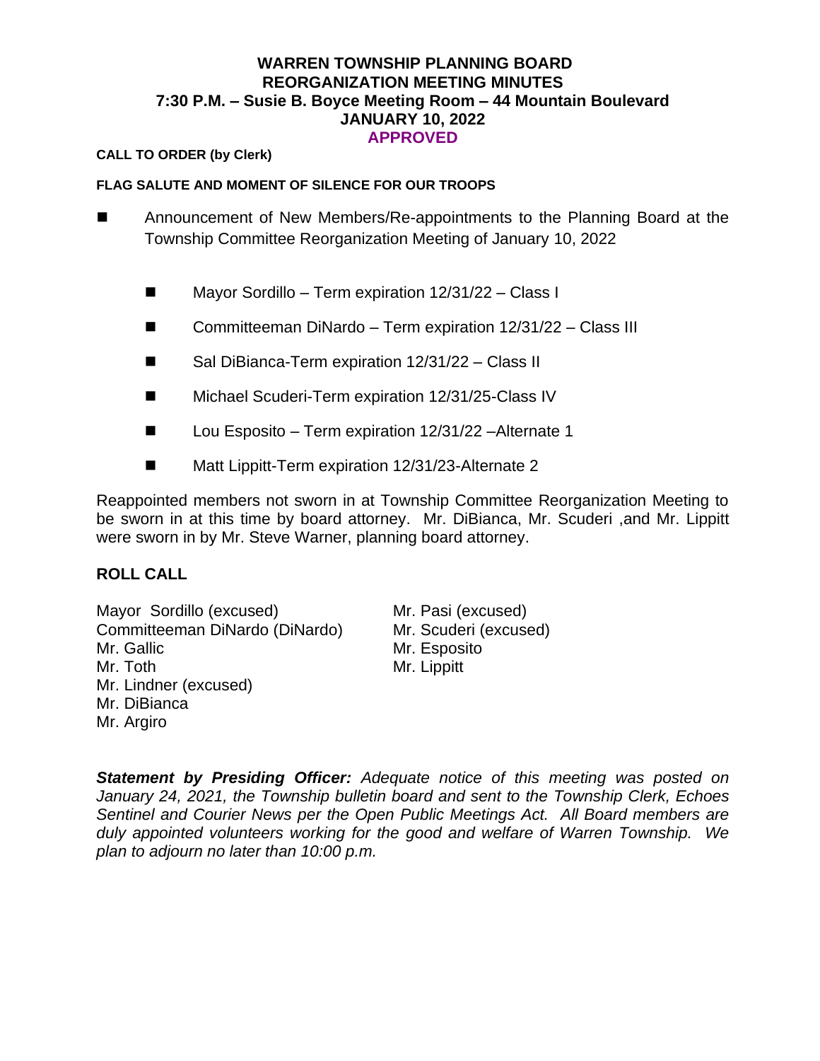# WARREN TOWNSHIP PLANNING BOARD
# REORGANIZATION MEETING MINUTES
## 7:30 P.M. – Susie B. Boyce Meeting Room – 44 Mountain Boulevard
## JANUARY 10, 2022
## APPROVED

**CALL TO ORDER (by Clerk)**

**FLAG SALUTE AND MOMENT OF SILENCE FOR OUR TROOPS**

- Announcement of New Members/Re-appointments to the Planning Board at the Township Committee Reorganization Meeting of January 10, 2022

  - Mayor Sordillo – Term expiration 12/31/22 – Class I
  - Committeeman DiNardo – Term expiration 12/31/22 – Class III
  - Sal DiBianca-Term expiration 12/31/22 – Class II
  - Michael Scuderi-Term expiration 12/31/25-Class IV
  - Lou Esposito – Term expiration 12/31/22 –Alternate 1
  - Matt Lippitt-Term expiration 12/31/23-Alternate 2

Reappointed members not sworn in at Township Committee Reorganization Meeting to be sworn in at this time by board attorney. Mr. DiBianca, Mr. Scuderi ,and Mr. Lippitt were sworn in by Mr. Steve Warner, planning board attorney.

## ROLL CALL

Mayor Sordillo (excused)
Committeeman DiNardo (DiNardo)
Mr. Gallic
Mr. Toth
Mr. Lindner (excused)
Mr. DiBianca
Mr. Argiro
Mr. Pasi (excused)
Mr. Scuderi (excused)
Mr. Esposito
Mr. Lippitt

***Statement by Presiding Officer:*** *Adequate notice of this meeting was posted on January 24, 2021, the Township bulletin board and sent to the Township Clerk, Echoes Sentinel and Courier News per the Open Public Meetings Act. All Board members are duly appointed volunteers working for the good and welfare of Warren Township. We plan to adjourn no later than 10:00 p.m.*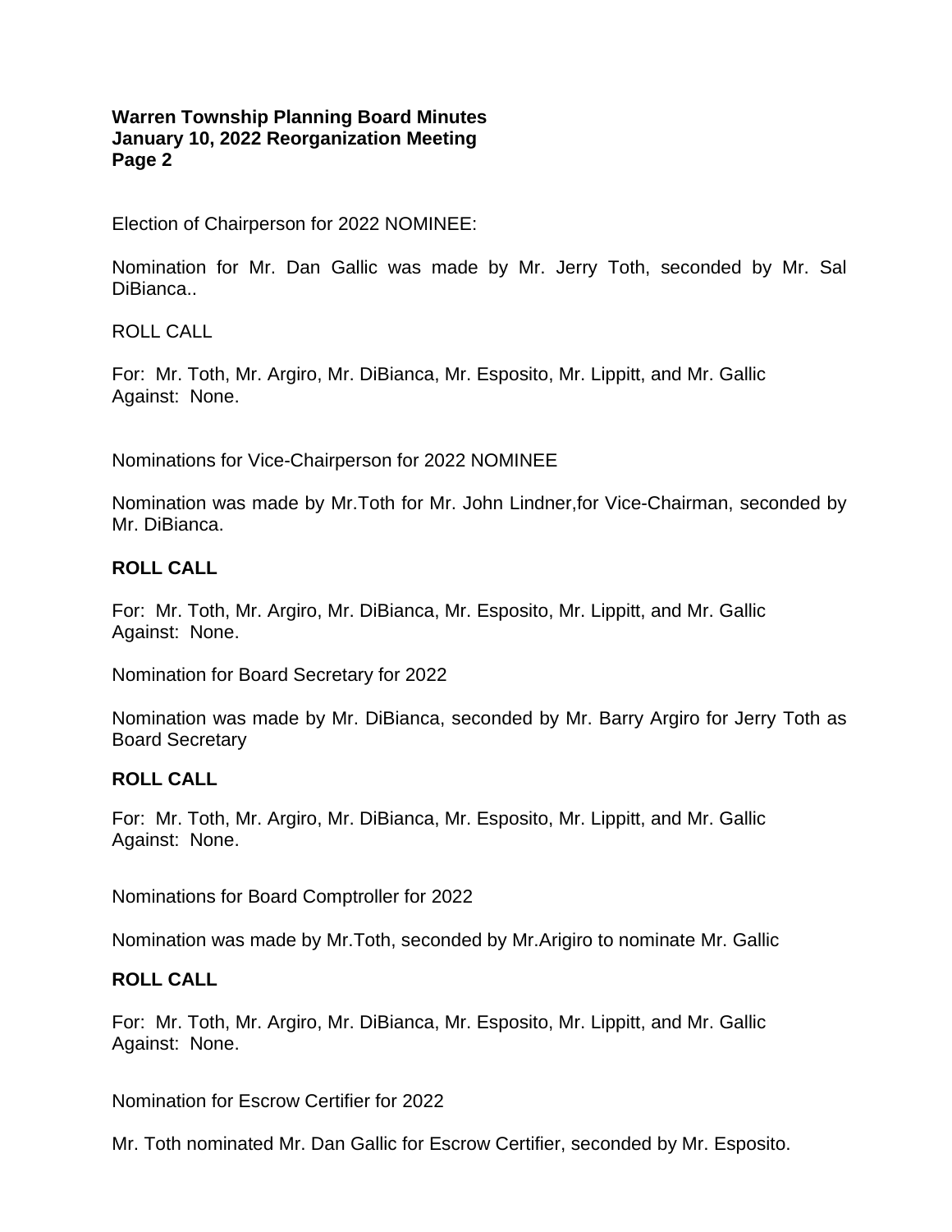Election of Chairperson for 2022 NOMINEE:

Nomination for Mr. Dan Gallic was made by Mr. Jerry Toth, seconded by Mr. Sal DiBianca..

ROLL CALL

For: Mr. Toth, Mr. Argiro, Mr. DiBianca, Mr. Esposito, Mr. Lippitt, and Mr. Gallic
Against: None.

Nominations for Vice-Chairperson for 2022 NOMINEE

Nomination was made by Mr.Toth for Mr. John Lindner,for Vice-Chairman, seconded by Mr. DiBianca.

**ROLL CALL**

For: Mr. Toth, Mr. Argiro, Mr. DiBianca, Mr. Esposito, Mr. Lippitt, and Mr. Gallic
Against: None.

Nomination for Board Secretary for 2022

Nomination was made by Mr. DiBianca, seconded by Mr. Barry Argiro for Jerry Toth as Board Secretary

**ROLL CALL**

For: Mr. Toth, Mr. Argiro, Mr. DiBianca, Mr. Esposito, Mr. Lippitt, and Mr. Gallic
Against: None.

Nominations for Board Comptroller for 2022

Nomination was made by Mr.Toth, seconded by Mr.Arigiro to nominate Mr. Gallic

**ROLL CALL**

For: Mr. Toth, Mr. Argiro, Mr. DiBianca, Mr. Esposito, Mr. Lippitt, and Mr. Gallic
Against: None.

Nomination for Escrow Certifier for 2022

Mr. Toth nominated Mr. Dan Gallic for Escrow Certifier, seconded by Mr. Esposito.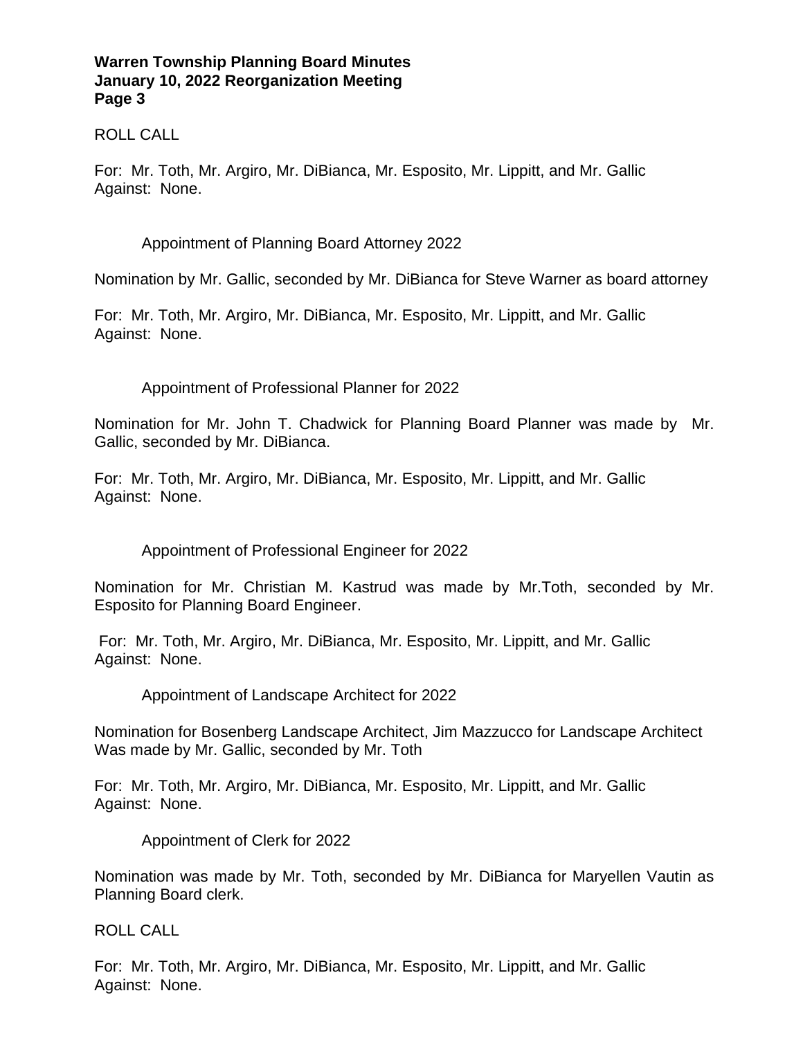ROLL CALL

For: Mr. Toth, Mr. Argiro, Mr. DiBianca, Mr. Esposito, Mr. Lippitt, and Mr. Gallic
Against: None.

Appointment of Planning Board Attorney 2022

Nomination by Mr. Gallic, seconded by Mr. DiBianca for Steve Warner as board attorney

For: Mr. Toth, Mr. Argiro, Mr. DiBianca, Mr. Esposito, Mr. Lippitt, and Mr. Gallic
Against: None.

Appointment of Professional Planner for 2022

Nomination for Mr. John T. Chadwick for Planning Board Planner was made by Mr. Gallic, seconded by Mr. DiBianca.

For: Mr. Toth, Mr. Argiro, Mr. DiBianca, Mr. Esposito, Mr. Lippitt, and Mr. Gallic
Against: None.

Appointment of Professional Engineer for 2022

Nomination for Mr. Christian M. Kastrud was made by Mr.Toth, seconded by Mr. Esposito for Planning Board Engineer.

For: Mr. Toth, Mr. Argiro, Mr. DiBianca, Mr. Esposito, Mr. Lippitt, and Mr. Gallic
Against: None.

Appointment of Landscape Architect for 2022

Nomination for Bosenberg Landscape Architect, Jim Mazzucco for Landscape Architect Was made by Mr. Gallic, seconded by Mr. Toth

For: Mr. Toth, Mr. Argiro, Mr. DiBianca, Mr. Esposito, Mr. Lippitt, and Mr. Gallic
Against: None.

Appointment of Clerk for 2022

Nomination was made by Mr. Toth, seconded by Mr. DiBianca for Maryellen Vautin as Planning Board clerk.

ROLL CALL

For: Mr. Toth, Mr. Argiro, Mr. DiBianca, Mr. Esposito, Mr. Lippitt, and Mr. Gallic
Against: None.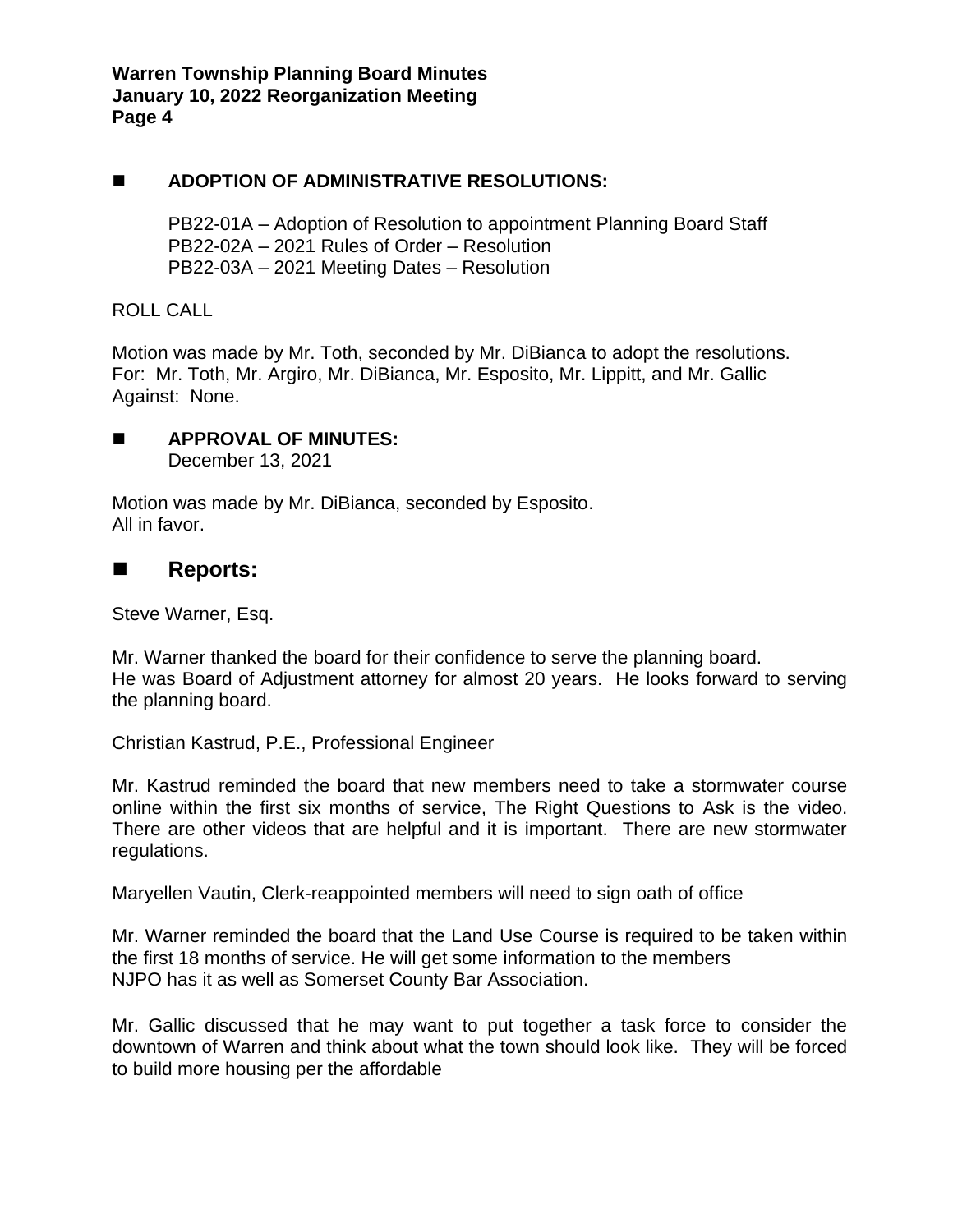## ■ ADOPTION OF ADMINISTRATIVE RESOLUTIONS:

PB22-01A – Adoption of Resolution to appointment Planning Board Staff
PB22-02A – 2021 Rules of Order – Resolution
PB22-03A – 2021 Meeting Dates – Resolution

ROLL CALL

Motion was made by Mr. Toth, seconded by Mr. DiBianca to adopt the resolutions.
For: Mr. Toth, Mr. Argiro, Mr. DiBianca, Mr. Esposito, Mr. Lippitt, and Mr. Gallic
Against: None.

## ■ APPROVAL OF MINUTES:

December 13, 2021

Motion was made by Mr. DiBianca, seconded by Esposito.
All in favor.

## ■ Reports:

Steve Warner, Esq.

Mr. Warner thanked the board for their confidence to serve the planning board.
He was Board of Adjustment attorney for almost 20 years. He looks forward to serving the planning board.

Christian Kastrud, P.E., Professional Engineer

Mr. Kastrud reminded the board that new members need to take a stormwater course online within the first six months of service, The Right Questions to Ask is the video. There are other videos that are helpful and it is important. There are new stormwater regulations.

Maryellen Vautin, Clerk-reappointed members will need to sign oath of office

Mr. Warner reminded the board that the Land Use Course is required to be taken within the first 18 months of service. He will get some information to the members
NJPO has it as well as Somerset County Bar Association.

Mr. Gallic discussed that he may want to put together a task force to consider the downtown of Warren and think about what the town should look like. They will be forced to build more housing per the affordable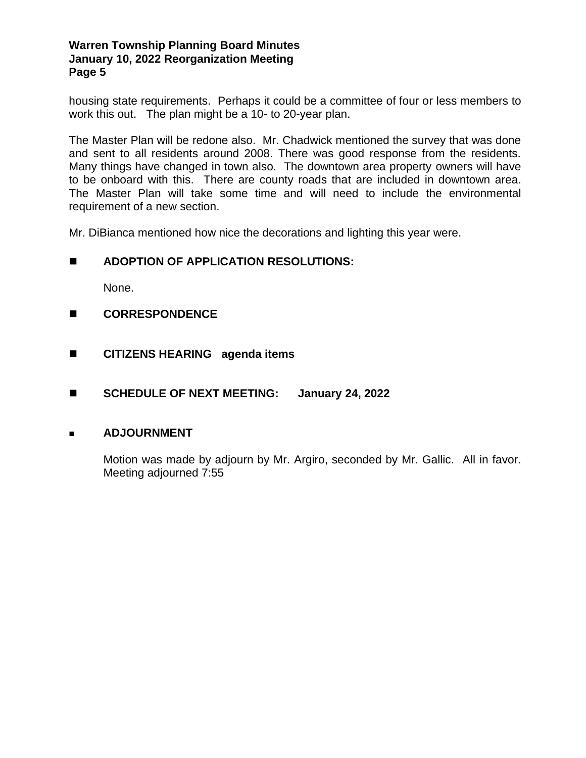housing state requirements. Perhaps it could be a committee of four or less members to work this out. The plan might be a 10- to 20-year plan.

The Master Plan will be redone also. Mr. Chadwick mentioned the survey that was done and sent to all residents around 2008. There was good response from the residents. Many things have changed in town also. The downtown area property owners will have to be onboard with this. There are county roads that are included in downtown area. The Master Plan will take some time and will need to include the environmental requirement of a new section.

Mr. DiBianca mentioned how nice the decorations and lighting this year were.

- **ADOPTION OF APPLICATION RESOLUTIONS:**

  None.

- **CORRESPONDENCE**

- **CITIZENS HEARING agenda items**

- **SCHEDULE OF NEXT MEETING: January 24, 2022**

- **ADJOURNMENT**

  Motion was made by adjourn by Mr. Argiro, seconded by Mr. Gallic. All in favor. Meeting adjourned 7:55